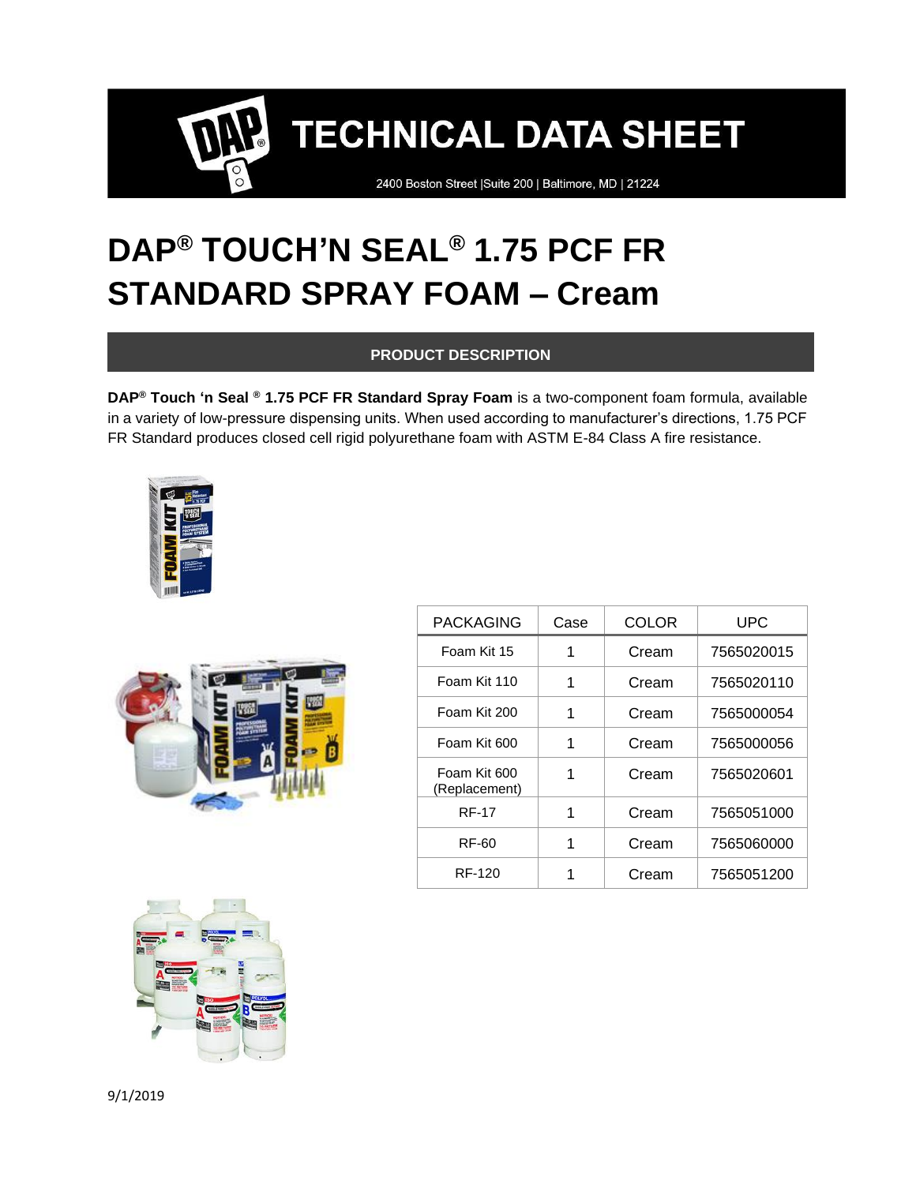# TECHNICAL DATA SHEET

2400 Boston Street |Suite 200 | Baltimore, MD | 21224

# DAP® TOUCH'N SEAL® 1.75 PCF FR STANDARD SPRAY FOAM – Cream

## PRODUCT DESCRIPTION

**DAP® Touch 'n Seal ® 1.75 PCF FR Standard Spray Foam** is a two-component foam formula, available in a variety of low-pressure dispensing units. When used according to manufacturer's directions, 1.75 PCF FR Standard produces closed cell rigid polyurethane foam with ASTM E-84 Class A fire resistance.

| PACKAGING | Case | COLOR | UPC |
|---|---|---|---|
| Foam Kit 15 | 1 | Cream | 7565020015 |
| Foam Kit 110 | 1 | Cream | 7565020110 |
| Foam Kit 200 | 1 | Cream | 7565000054 |
| Foam Kit 600 | 1 | Cream | 7565000056 |
| Foam Kit 600 (Replacement) | 1 | Cream | 7565020601 |
| RF-17 | 1 | Cream | 7565051000 |
| RF-60 | 1 | Cream | 7565060000 |
| RF-120 | 1 | Cream | 7565051200 |

9/1/2019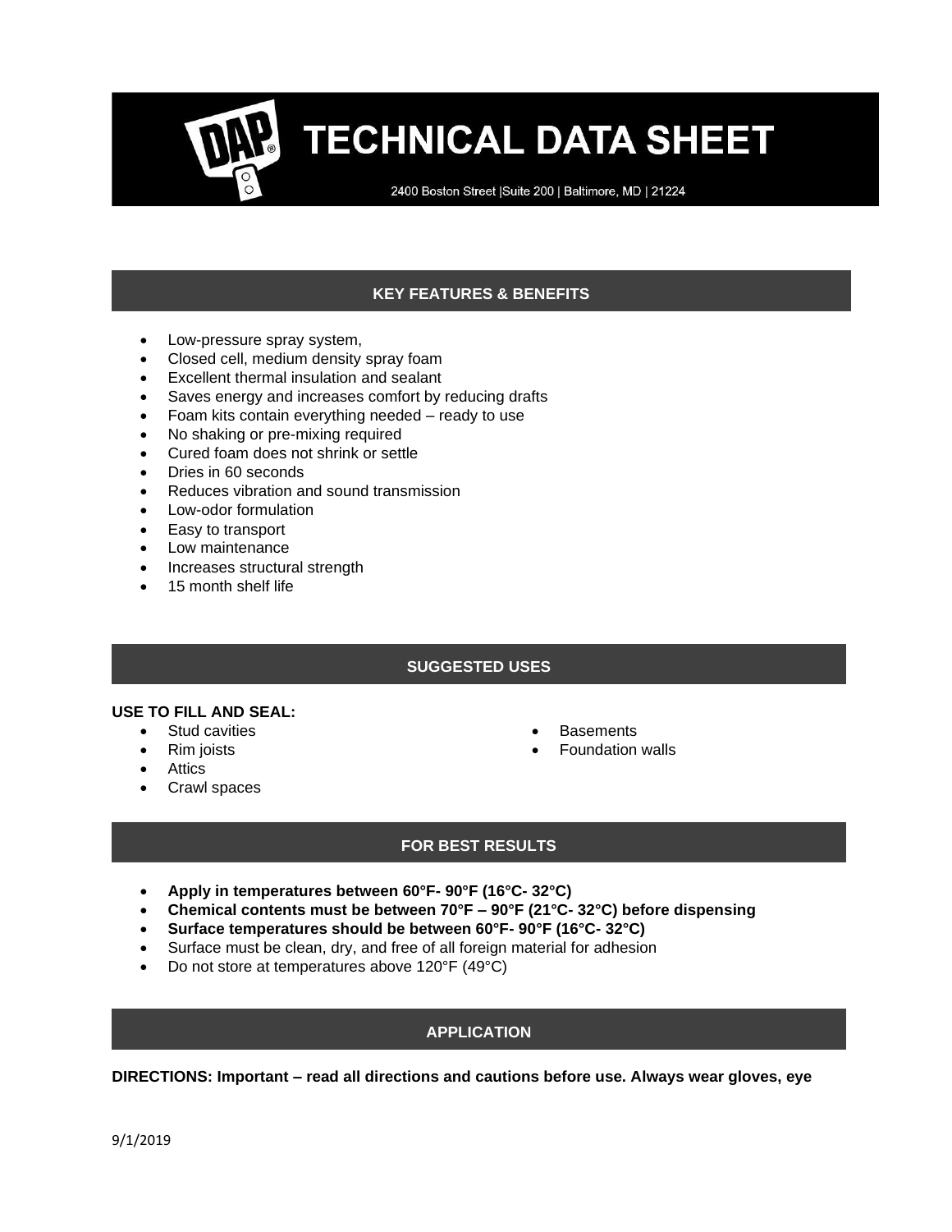# TECHNICAL DATA SHEET

2400 Boston Street |Suite 200 | Baltimore, MD | 21224

## KEY FEATURES & BENEFITS

- Low-pressure spray system,
- Closed cell, medium density spray foam
- Excellent thermal insulation and sealant
- Saves energy and increases comfort by reducing drafts
- Foam kits contain everything needed – ready to use
- No shaking or pre-mixing required
- Cured foam does not shrink or settle
- Dries in 60 seconds
- Reduces vibration and sound transmission
- Low-odor formulation
- Easy to transport
- Low maintenance
- Increases structural strength
- 15 month shelf life

## SUGGESTED USES

**USE TO FILL AND SEAL:**

- Stud cavities
- Rim joists
- Attics
- Crawl spaces
- Basements
- Foundation walls

## FOR BEST RESULTS

- **Apply in temperatures between 60°F- 90°F (16°C- 32°C)**
- **Chemical contents must be between 70°F – 90°F (21°C- 32°C) before dispensing**
- **Surface temperatures should be between 60°F- 90°F (16°C- 32°C)**
- Surface must be clean, dry, and free of all foreign material for adhesion
- Do not store at temperatures above 120°F (49°C)

## APPLICATION

**DIRECTIONS: Important – read all directions and cautions before use. Always wear gloves, eye**

9/1/2019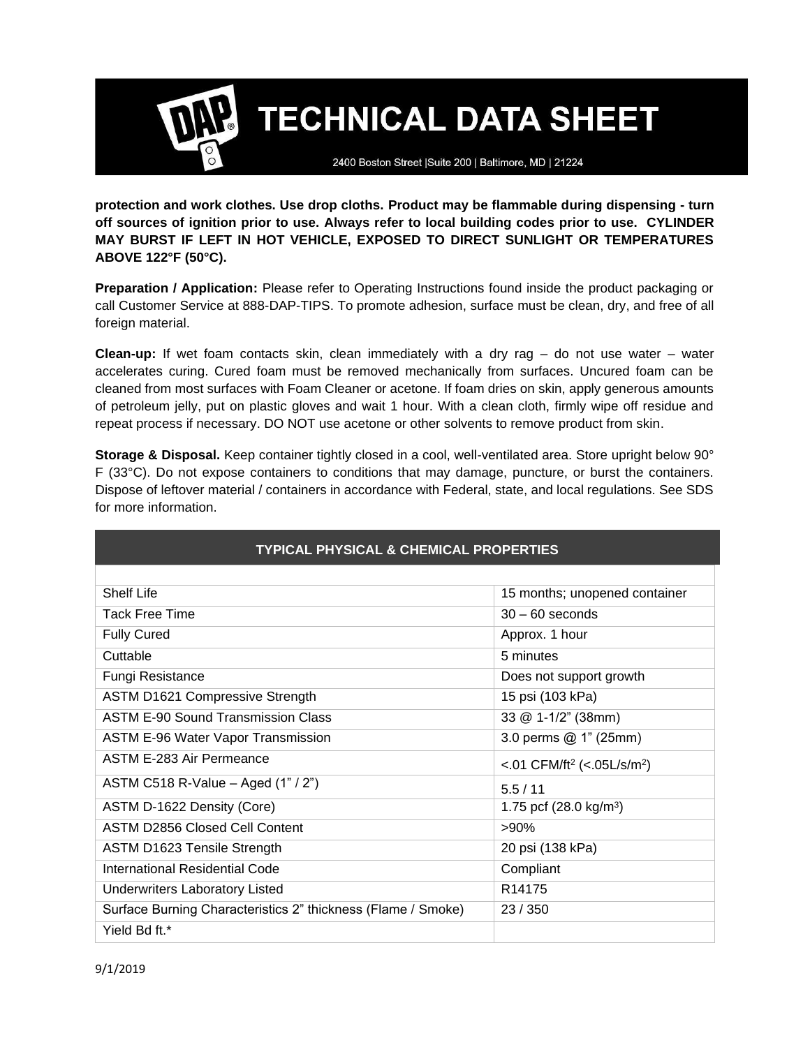**protection and work clothes. Use drop cloths. Product may be flammable during dispensing - turn off sources of ignition prior to use. Always refer to local building codes prior to use. CYLINDER MAY BURST IF LEFT IN HOT VEHICLE, EXPOSED TO DIRECT SUNLIGHT OR TEMPERATURES ABOVE 122°F (50°C).**

**Preparation / Application:** Please refer to Operating Instructions found inside the product packaging or call Customer Service at 888-DAP-TIPS. To promote adhesion, surface must be clean, dry, and free of all foreign material.

**Clean-up:** If wet foam contacts skin, clean immediately with a dry rag – do not use water – water accelerates curing. Cured foam must be removed mechanically from surfaces. Uncured foam can be cleaned from most surfaces with Foam Cleaner or acetone. If foam dries on skin, apply generous amounts of petroleum jelly, put on plastic gloves and wait 1 hour. With a clean cloth, firmly wipe off residue and repeat process if necessary. DO NOT use acetone or other solvents to remove product from skin.

**Storage & Disposal.** Keep container tightly closed in a cool, well-ventilated area. Store upright below 90° F (33°C). Do not expose containers to conditions that may damage, puncture, or burst the containers. Dispose of leftover material / containers in accordance with Federal, state, and local regulations. See SDS for more information.

| TYPICAL PHYSICAL & CHEMICAL PROPERTIES | |
|---|---|
| | |
| Shelf Life | 15 months; unopened container |
| Tack Free Time | 30 – 60 seconds |
| Fully Cured | Approx. 1 hour |
| Cuttable | 5 minutes |
| Fungi Resistance | Does not support growth |
| ASTM D1621 Compressive Strength | 15 psi (103 kPa) |
| ASTM E-90 Sound Transmission Class | 33 @ 1-1/2" (38mm) |
| ASTM E-96 Water Vapor Transmission | 3.0 perms @ 1" (25mm) |
| ASTM E-283 Air Permeance | <.01 CFM/ft$^2$ (<.05L/s/m$^2$) |
| ASTM C518 R-Value – Aged (1" / 2") | 5.5 / 11 |
| ASTM D-1622 Density (Core) | 1.75 pcf (28.0 kg/m$^3$) |
| ASTM D2856 Closed Cell Content | >90% |
| ASTM D1623 Tensile Strength | 20 psi (138 kPa) |
| International Residential Code | Compliant |
| Underwriters Laboratory Listed | R14175 |
| Surface Burning Characteristics 2" thickness (Flame / Smoke) | 23 / 350 |
| Yield Bd ft.* | |

9/1/2019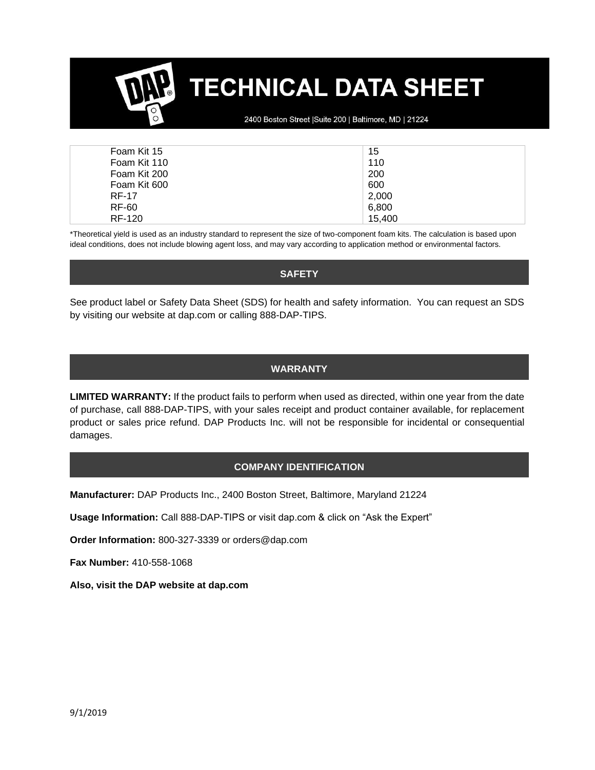| | |
|---|---|
| Foam Kit 15 | 15 |
| Foam Kit 110 | 110 |
| Foam Kit 200 | 200 |
| Foam Kit 600 | 600 |
| RF-17 | 2,000 |
| RF-60 | 6,800 |
| RF-120 | 15,400 |

*Theoretical yield is used as an industry standard to represent the size of two-component foam kits. The calculation is based upon ideal conditions, does not include blowing agent loss, and may vary according to application method or environmental factors.

## SAFETY

See product label or Safety Data Sheet (SDS) for health and safety information. You can request an SDS by visiting our website at dap.com or calling 888-DAP-TIPS.

## WARRANTY

**LIMITED WARRANTY:** If the product fails to perform when used as directed, within one year from the date of purchase, call 888-DAP-TIPS, with your sales receipt and product container available, for replacement product or sales price refund. DAP Products Inc. will not be responsible for incidental or consequential damages.

## COMPANY IDENTIFICATION

**Manufacturer:** DAP Products Inc., 2400 Boston Street, Baltimore, Maryland 21224

**Usage Information:** Call 888-DAP-TIPS or visit dap.com & click on "Ask the Expert"

**Order Information:** 800-327-3339 or orders@dap.com

**Fax Number:** 410-558-1068

**Also, visit the DAP website at dap.com**

9/1/2019